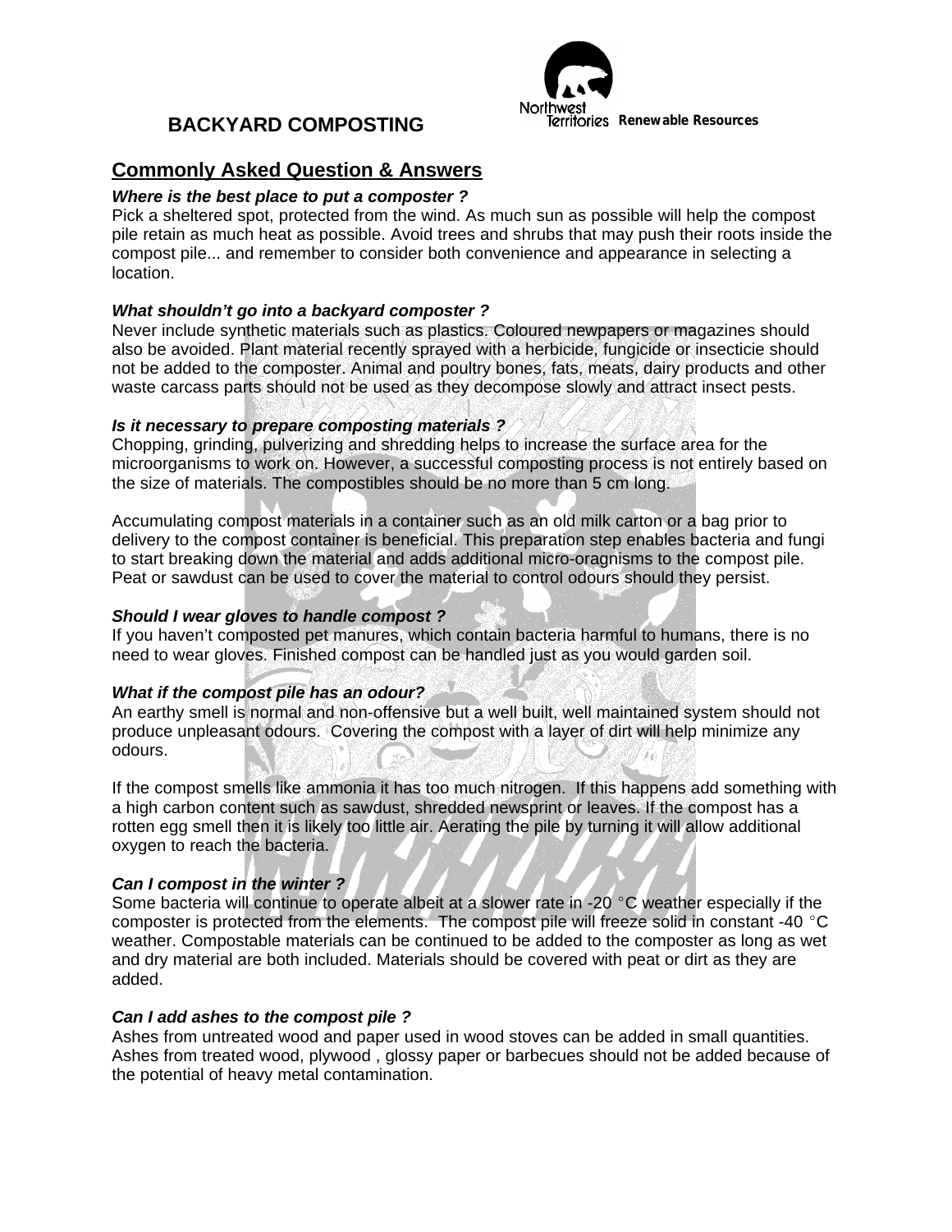Northwest Territories Renewable Resources

# BACKYARD COMPOSTING

## Commonly Asked Question & Answers

***Where is the best place to put a composter ?***

Pick a sheltered spot, protected from the wind. As much sun as possible will help the compost pile retain as much heat as possible. Avoid trees and shrubs that may push their roots inside the compost pile... and remember to consider both convenience and appearance in selecting a location.

***What shouldn't go into a backyard composter ?***

Never include synthetic materials such as plastics. Coloured newpapers or magazines should also be avoided. Plant material recently sprayed with a herbicide, fungicide or insecticie should not be added to the composter. Animal and poultry bones, fats, meats, dairy products and other waste carcass parts should not be used as they decompose slowly and attract insect pests.

***Is it necessary to prepare composting materials ?***

Chopping, grinding, pulverizing and shredding helps to increase the surface area for the microorganisms to work on. However, a successful composting process is not entirely based on the size of materials. The compostibles should be no more than 5 cm long.

Accumulating compost materials in a container such as an old milk carton or a bag prior to delivery to the compost container is beneficial. This preparation step enables bacteria and fungi to start breaking down the material and adds additional micro-oragnisms to the compost pile. Peat or sawdust can be used to cover the material to control odours should they persist.

***Should I wear gloves to handle compost ?***

If you haven't composted pet manures, which contain bacteria harmful to humans, there is no need to wear gloves. Finished compost can be handled just as you would garden soil.

***What if the compost pile has an odour?***

An earthy smell is normal and non-offensive but a well built, well maintained system should not produce unpleasant odours. Covering the compost with a layer of dirt will help minimize any odours.

If the compost smells like ammonia it has too much nitrogen. If this happens add something with a high carbon content such as sawdust, shredded newsprint or leaves. If the compost has a rotten egg smell then it is likely too little air. Aerating the pile by turning it will allow additional oxygen to reach the bacteria.

***Can I compost in the winter ?***

Some bacteria will continue to operate albeit at a slower rate in -20 °C weather especially if the composter is protected from the elements. The compost pile will freeze solid in constant -40 °C weather. Compostable materials can be continued to be added to the composter as long as wet and dry material are both included. Materials should be covered with peat or dirt as they are added.

***Can I add ashes to the compost pile ?***

Ashes from untreated wood and paper used in wood stoves can be added in small quantities. Ashes from treated wood, plywood , glossy paper or barbecues should not be added because of the potential of heavy metal contamination.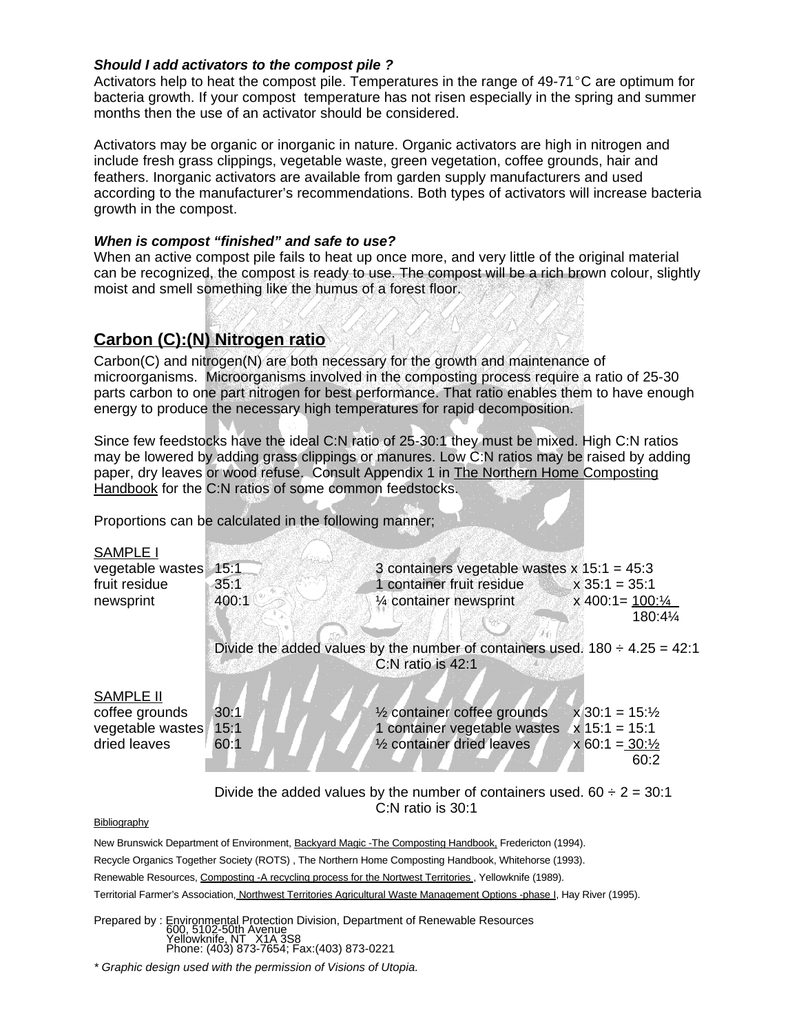### *Should I add activators to the compost pile ?*

Activators help to heat the compost pile. Temperatures in the range of 49-71°C are optimum for bacteria growth. If your compost temperature has not risen especially in the spring and summer months then the use of an activator should be considered.

Activators may be organic or inorganic in nature. Organic activators are high in nitrogen and include fresh grass clippings, vegetable waste, green vegetation, coffee grounds, hair and feathers. Inorganic activators are available from garden supply manufacturers and used according to the manufacturer's recommendations. Both types of activators will increase bacteria growth in the compost.

### *When is compost "finished" and safe to use?*

When an active compost pile fails to heat up once more, and very little of the original material can be recognized, the compost is ready to use. The compost will be a rich brown colour, slightly moist and smell something like the humus of a forest floor.

## Carbon (C):(N) Nitrogen ratio

Carbon(C) and nitrogen(N) are both necessary for the growth and maintenance of microorganisms. Microorganisms involved in the composting process require a ratio of 25-30 parts carbon to one part nitrogen for best performance. That ratio enables them to have enough energy to produce the necessary high temperatures for rapid decomposition.

Since few feedstocks have the ideal C:N ratio of 25-30:1 they must be mixed. High C:N ratios may be lowered by adding grass clippings or manures. Low C:N ratios may be raised by adding paper, dry leaves or wood refuse. Consult Appendix 1 in The Northern Home Composting Handbook for the C:N ratios of some common feedstocks.

Proportions can be calculated in the following manner;

**SAMPLE I**

| | | | |
|---|---|---|---|
| vegetable wastes | 15:1 | 3 containers vegetable wastes | x 15:1 = 45:3 |
| fruit residue | 35:1 | 1 container fruit residue | x 35:1 = 35:1 |
| newsprint | 400:1 | ¼ container newsprint | x 400:1= 100:¼ |
| | | | 180:4¼ |

Divide the added values by the number of containers used. 180 ÷ 4.25 = 42:1
C:N ratio is 42:1

**SAMPLE II**

| | | | |
|---|---|---|---|
| coffee grounds | 30:1 | ½ container coffee grounds | x 30:1 = 15:½ |
| vegetable wastes | 15:1 | 1 container vegetable wastes | x 15:1 = 15:1 |
| dried leaves | 60:1 | ½ container dried leaves | x 60:1 = 30:½ |
| | | | 60:2 |

Divide the added values by the number of containers used. 60 ÷ 2 = 30:1
C:N ratio is 30:1

Bibliography

New Brunswick Department of Environment, Backyard Magic -The Composting Handbook, Fredericton (1994).

Recycle Organics Together Society (ROTS) , The Northern Home Composting Handbook, Whitehorse (1993).

Renewable Resources, Composting -A recycling process for the Nortwest Territories , Yellowknife (1989).

Territorial Farmer's Association, Northwest Territories Agricultural Waste Management Options -phase I, Hay River (1995).

Prepared by : Environmental Protection Division, Department of Renewable Resources
600, 5102-50th Avenue
Yellowknife, NT X1A 3S8
Phone: (403) 873-7654; Fax:(403) 873-0221

*\* Graphic design used with the permission of Visions of Utopia.*